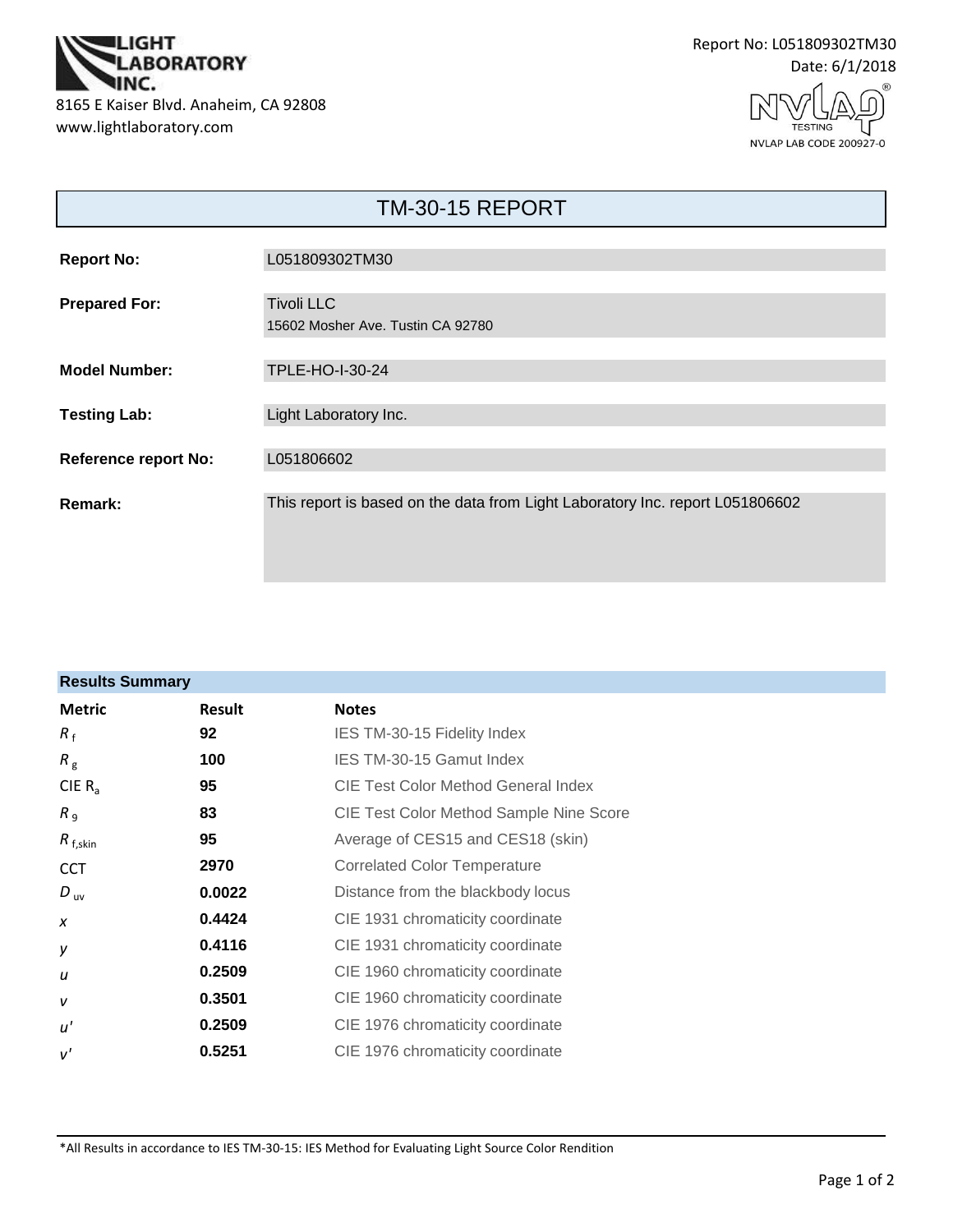LIGHT LABORATORY INC.

8165 E Kaiser Blvd. Anaheim, CA 92808
www.lightlaboratory.com

Report No: L051809302TM30
Date: 6/1/2018

NVLAP TESTING
NVLAP LAB CODE 200927-0

# TM-30-15 REPORT

| | |
|---|---|
| **Report No:** | L051809302TM30 |
| **Prepared For:** | Tivoli LLC<br>15602 Mosher Ave. Tustin CA 92780 |
| **Model Number:** | TPLE-HO-I-30-24 |
| **Testing Lab:** | Light Laboratory Inc. |
| **Reference report No:** | L051806602 |
| **Remark:** | This report is based on the data from Light Laboratory Inc. report L051806602 |

## Results Summary

| Metric | Result | Notes |
|---|---|---|
| $R_f$ | **92** | IES TM-30-15 Fidelity Index |
| $R_g$ | **100** | IES TM-30-15 Gamut Index |
| CIE $R_a$ | **95** | CIE Test Color Method General Index |
| $R_9$ | **83** | CIE Test Color Method Sample Nine Score |
| $R_{f,skin}$ | **95** | Average of CES15 and CES18 (skin) |
| CCT | **2970** | Correlated Color Temperature |
| $D_{uv}$ | **0.0022** | Distance from the blackbody locus |
| $x$ | **0.4424** | CIE 1931 chromaticity coordinate |
| $y$ | **0.4116** | CIE 1931 chromaticity coordinate |
| $u$ | **0.2509** | CIE 1960 chromaticity coordinate |
| $v$ | **0.3501** | CIE 1960 chromaticity coordinate |
| $u'$ | **0.2509** | CIE 1976 chromaticity coordinate |
| $v'$ | **0.5251** | CIE 1976 chromaticity coordinate |

*All Results in accordance to IES TM-30-15: IES Method for Evaluating Light Source Color Rendition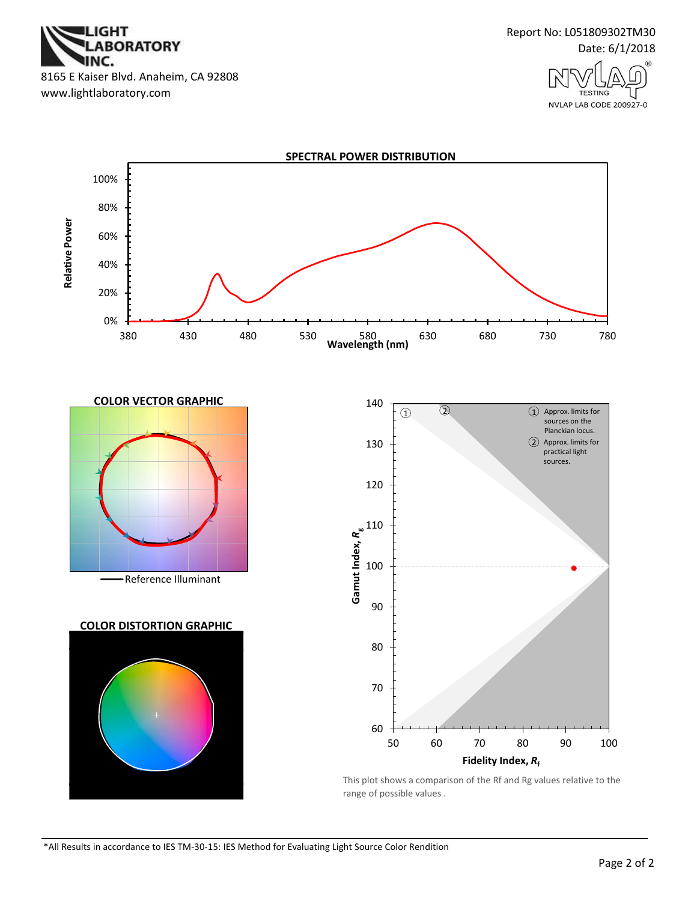LIGHT LABORATORY INC.

8165 E Kaiser Blvd. Anaheim, CA 92808
www.lightlaboratory.com

Report No: L051809302TM30
Date: 6/1/2018

NVLAP TESTING
NVLAP LAB CODE 200927-0

## SPECTRAL POWER DISTRIBUTION

Relative Power

100%
80%
60%
40%
20%
0%

380
430
480
530
580
630
680
730
780

Wavelength (nm)

## COLOR VECTOR GRAPHIC

Reference Illuminant

## COLOR DISTORTION GRAPHIC

Gamut Index, $R_g$

140
130
120
110
100
90
80
70
60

50
60
70
80
90
100

Fidelity Index, $R_f$

① Approx. limits for sources on the Planckian locus.

② Approx. limits for practical light sources.

This plot shows a comparison of the Rf and Rg values relative to the range of possible values .

*All Results in accordance to IES TM-30-15: IES Method for Evaluating Light Source Color Rendition